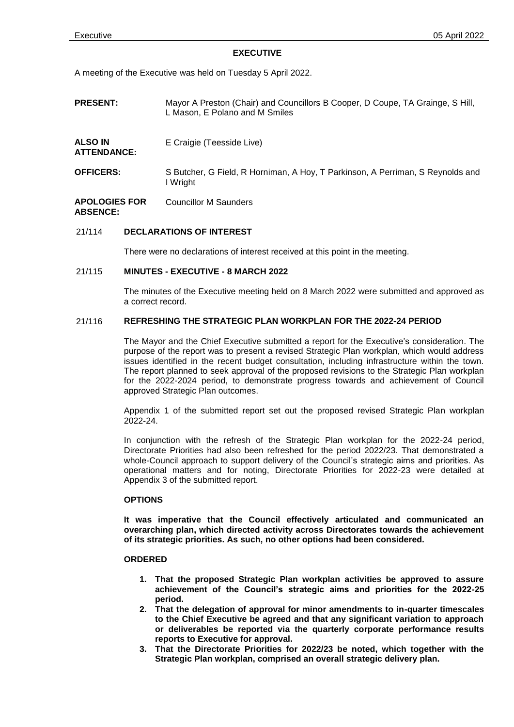# EXECUTIVE

A meeting of the Executive was held on Tuesday 5 April 2022.

**PRESENT:** Mayor A Preston (Chair) and Councillors B Cooper, D Coupe, TA Grainge, S Hill, L Mason, E Polano and M Smiles

**ALSO IN ATTENDANCE:** E Craigie (Teesside Live)

**OFFICERS:** S Butcher, G Field, R Horniman, A Hoy, T Parkinson, A Perriman, S Reynolds and I Wright

**APOLOGIES FOR ABSENCE:** Councillor M Saunders

## 21/114 DECLARATIONS OF INTEREST

There were no declarations of interest received at this point in the meeting.

## 21/115 MINUTES - EXECUTIVE - 8 MARCH 2022

The minutes of the Executive meeting held on 8 March 2022 were submitted and approved as a correct record.

## 21/116 REFRESHING THE STRATEGIC PLAN WORKPLAN FOR THE 2022-24 PERIOD

The Mayor and the Chief Executive submitted a report for the Executive's consideration. The purpose of the report was to present a revised Strategic Plan workplan, which would address issues identified in the recent budget consultation, including infrastructure within the town. The report planned to seek approval of the proposed revisions to the Strategic Plan workplan for the 2022-2024 period, to demonstrate progress towards and achievement of Council approved Strategic Plan outcomes.

Appendix 1 of the submitted report set out the proposed revised Strategic Plan workplan 2022-24.

In conjunction with the refresh of the Strategic Plan workplan for the 2022-24 period, Directorate Priorities had also been refreshed for the period 2022/23. That demonstrated a whole-Council approach to support delivery of the Council's strategic aims and priorities. As operational matters and for noting, Directorate Priorities for 2022-23 were detailed at Appendix 3 of the submitted report.

### OPTIONS

**It was imperative that the Council effectively articulated and communicated an overarching plan, which directed activity across Directorates towards the achievement of its strategic priorities. As such, no other options had been considered.**

### ORDERED

1. **That the proposed Strategic Plan workplan activities be approved to assure achievement of the Council's strategic aims and priorities for the 2022-25 period.**
2. **That the delegation of approval for minor amendments to in-quarter timescales to the Chief Executive be agreed and that any significant variation to approach or deliverables be reported via the quarterly corporate performance results reports to Executive for approval.**
3. **That the Directorate Priorities for 2022/23 be noted, which together with the Strategic Plan workplan, comprised an overall strategic delivery plan.**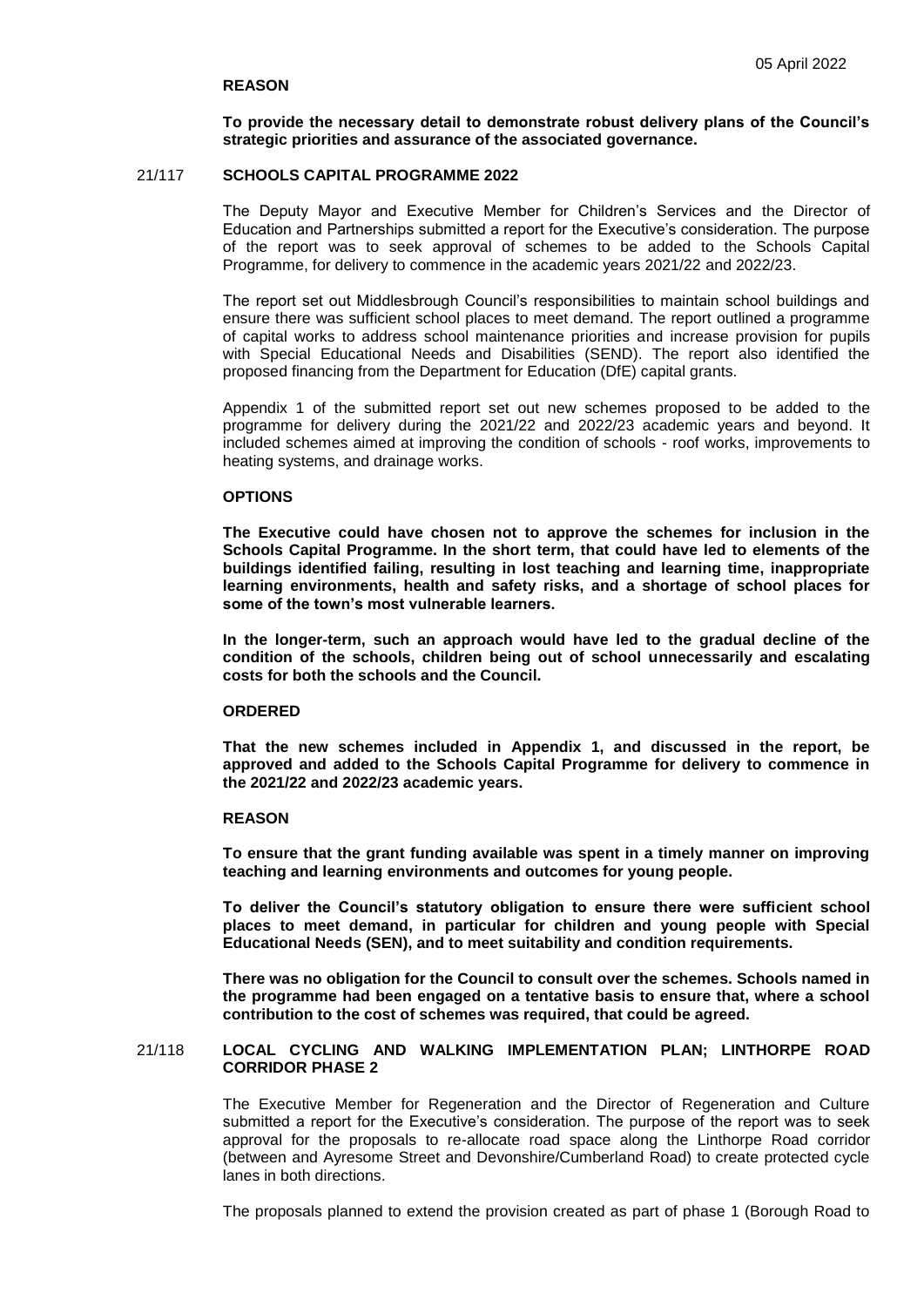**REASON**

**To provide the necessary detail to demonstrate robust delivery plans of the Council's strategic priorities and assurance of the associated governance.**

## 21/117 SCHOOLS CAPITAL PROGRAMME 2022

The Deputy Mayor and Executive Member for Children's Services and the Director of Education and Partnerships submitted a report for the Executive's consideration. The purpose of the report was to seek approval of schemes to be added to the Schools Capital Programme, for delivery to commence in the academic years 2021/22 and 2022/23.

The report set out Middlesbrough Council's responsibilities to maintain school buildings and ensure there was sufficient school places to meet demand. The report outlined a programme of capital works to address school maintenance priorities and increase provision for pupils with Special Educational Needs and Disabilities (SEND). The report also identified the proposed financing from the Department for Education (DfE) capital grants.

Appendix 1 of the submitted report set out new schemes proposed to be added to the programme for delivery during the 2021/22 and 2022/23 academic years and beyond. It included schemes aimed at improving the condition of schools - roof works, improvements to heating systems, and drainage works.

**OPTIONS**

**The Executive could have chosen not to approve the schemes for inclusion in the Schools Capital Programme. In the short term, that could have led to elements of the buildings identified failing, resulting in lost teaching and learning time, inappropriate learning environments, health and safety risks, and a shortage of school places for some of the town's most vulnerable learners.**

**In the longer-term, such an approach would have led to the gradual decline of the condition of the schools, children being out of school unnecessarily and escalating costs for both the schools and the Council.**

**ORDERED**

**That the new schemes included in Appendix 1, and discussed in the report, be approved and added to the Schools Capital Programme for delivery to commence in the 2021/22 and 2022/23 academic years.**

**REASON**

**To ensure that the grant funding available was spent in a timely manner on improving teaching and learning environments and outcomes for young people.**

**To deliver the Council's statutory obligation to ensure there were sufficient school places to meet demand, in particular for children and young people with Special Educational Needs (SEN), and to meet suitability and condition requirements.**

**There was no obligation for the Council to consult over the schemes. Schools named in the programme had been engaged on a tentative basis to ensure that, where a school contribution to the cost of schemes was required, that could be agreed.**

## 21/118 LOCAL CYCLING AND WALKING IMPLEMENTATION PLAN; LINTHORPE ROAD CORRIDOR PHASE 2

The Executive Member for Regeneration and the Director of Regeneration and Culture submitted a report for the Executive's consideration. The purpose of the report was to seek approval for the proposals to re-allocate road space along the Linthorpe Road corridor (between and Ayresome Street and Devonshire/Cumberland Road) to create protected cycle lanes in both directions.

The proposals planned to extend the provision created as part of phase 1 (Borough Road to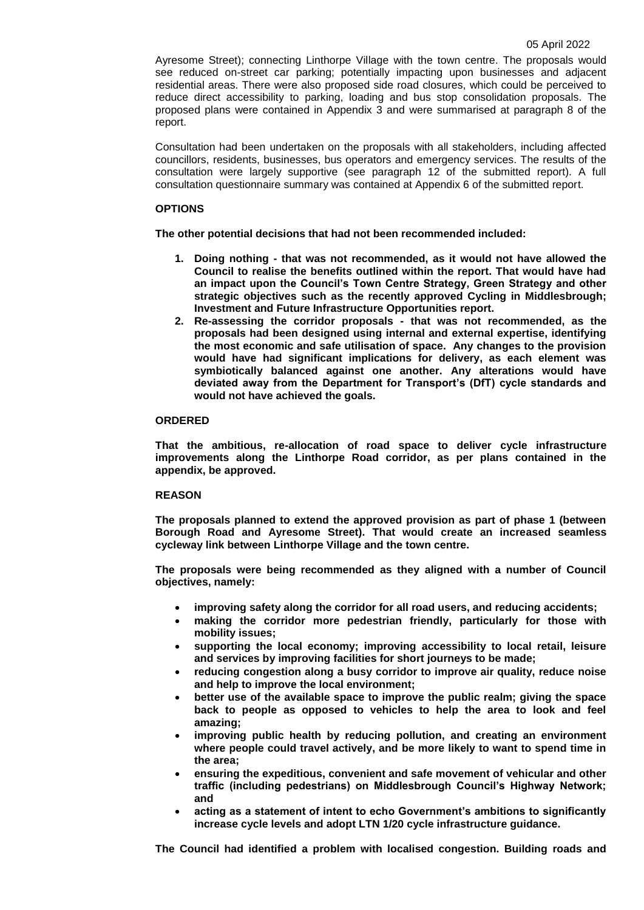Ayresome Street); connecting Linthorpe Village with the town centre. The proposals would see reduced on-street car parking; potentially impacting upon businesses and adjacent residential areas. There were also proposed side road closures, which could be perceived to reduce direct accessibility to parking, loading and bus stop consolidation proposals. The proposed plans were contained in Appendix 3 and were summarised at paragraph 8 of the report.

Consultation had been undertaken on the proposals with all stakeholders, including affected councillors, residents, businesses, bus operators and emergency services. The results of the consultation were largely supportive (see paragraph 12 of the submitted report). A full consultation questionnaire summary was contained at Appendix 6 of the submitted report.

**OPTIONS**

**The other potential decisions that had not been recommended included:**

1. **Doing nothing - that was not recommended, as it would not have allowed the Council to realise the benefits outlined within the report. That would have had an impact upon the Council's Town Centre Strategy, Green Strategy and other strategic objectives such as the recently approved Cycling in Middlesbrough; Investment and Future Infrastructure Opportunities report.**
2. **Re-assessing the corridor proposals - that was not recommended, as the proposals had been designed using internal and external expertise, identifying the most economic and safe utilisation of space. Any changes to the provision would have had significant implications for delivery, as each element was symbiotically balanced against one another. Any alterations would have deviated away from the Department for Transport's (DfT) cycle standards and would not have achieved the goals.**

**ORDERED**

**That the ambitious, re-allocation of road space to deliver cycle infrastructure improvements along the Linthorpe Road corridor, as per plans contained in the appendix, be approved.**

**REASON**

**The proposals planned to extend the approved provision as part of phase 1 (between Borough Road and Ayresome Street). That would create an increased seamless cycleway link between Linthorpe Village and the town centre.**

**The proposals were being recommended as they aligned with a number of Council objectives, namely:**

- **improving safety along the corridor for all road users, and reducing accidents;**
- **making the corridor more pedestrian friendly, particularly for those with mobility issues;**
- **supporting the local economy; improving accessibility to local retail, leisure and services by improving facilities for short journeys to be made;**
- **reducing congestion along a busy corridor to improve air quality, reduce noise and help to improve the local environment;**
- **better use of the available space to improve the public realm; giving the space back to people as opposed to vehicles to help the area to look and feel amazing;**
- **improving public health by reducing pollution, and creating an environment where people could travel actively, and be more likely to want to spend time in the area;**
- **ensuring the expeditious, convenient and safe movement of vehicular and other traffic (including pedestrians) on Middlesbrough Council's Highway Network; and**
- **acting as a statement of intent to echo Government's ambitions to significantly increase cycle levels and adopt LTN 1/20 cycle infrastructure guidance.**

**The Council had identified a problem with localised congestion. Building roads and**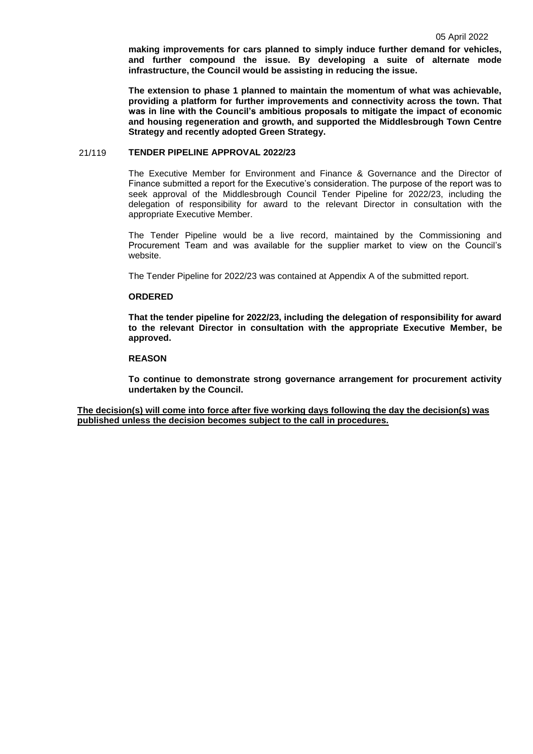**making improvements for cars planned to simply induce further demand for vehicles, and further compound the issue. By developing a suite of alternate mode infrastructure, the Council would be assisting in reducing the issue.**

**The extension to phase 1 planned to maintain the momentum of what was achievable, providing a platform for further improvements and connectivity across the town. That was in line with the Council's ambitious proposals to mitigate the impact of economic and housing regeneration and growth, and supported the Middlesbrough Town Centre Strategy and recently adopted Green Strategy.**

## 21/119 TENDER PIPELINE APPROVAL 2022/23

The Executive Member for Environment and Finance & Governance and the Director of Finance submitted a report for the Executive's consideration. The purpose of the report was to seek approval of the Middlesbrough Council Tender Pipeline for 2022/23, including the delegation of responsibility for award to the relevant Director in consultation with the appropriate Executive Member.

The Tender Pipeline would be a live record, maintained by the Commissioning and Procurement Team and was available for the supplier market to view on the Council's website.

The Tender Pipeline for 2022/23 was contained at Appendix A of the submitted report.

**ORDERED**

**That the tender pipeline for 2022/23, including the delegation of responsibility for award to the relevant Director in consultation with the appropriate Executive Member, be approved.**

**REASON**

**To continue to demonstrate strong governance arrangement for procurement activity undertaken by the Council.**

**The decision(s) will come into force after five working days following the day the decision(s) was published unless the decision becomes subject to the call in procedures.**